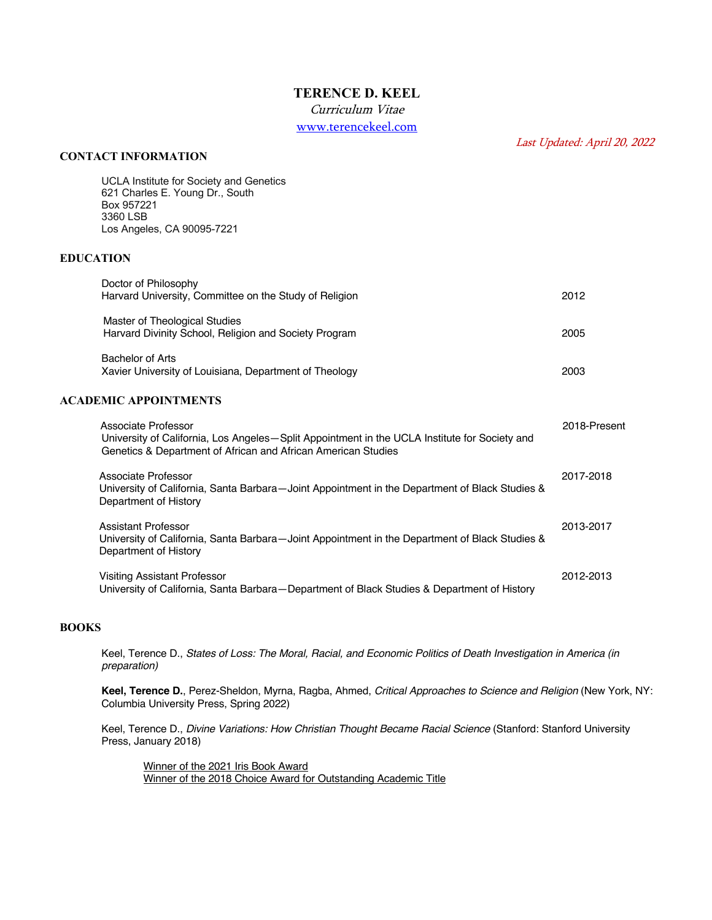# TERENCE D. KEEL

*Curriculum Vitae*

[www.terencekeel.com](http://www.terencekeel.com)

*Last Updated: April 20, 2022*

## CONTACT INFORMATION

UCLA Institute for Society and Genetics
621 Charles E. Young Dr., South
Box 957221
3360 LSB
Los Angeles, CA 90095-7221

## EDUCATION

Doctor of Philosophy
Harvard University, Committee on the Study of Religion — 2012

Master of Theological Studies
Harvard Divinity School, Religion and Society Program — 2005

Bachelor of Arts
Xavier University of Louisiana, Department of Theology — 2003

## ACADEMIC APPOINTMENTS

Associate Professor — 2018-Present
University of California, Los Angeles—Split Appointment in the UCLA Institute for Society and Genetics & Department of African and African American Studies

Associate Professor — 2017-2018
University of California, Santa Barbara—Joint Appointment in the Department of Black Studies & Department of History

Assistant Professor — 2013-2017
University of California, Santa Barbara—Joint Appointment in the Department of Black Studies & Department of History

Visiting Assistant Professor — 2012-2013
University of California, Santa Barbara—Department of Black Studies & Department of History

## BOOKS

Keel, Terence D., *States of Loss: The Moral, Racial, and Economic Politics of Death Investigation in America (in preparation)*

**Keel, Terence D.**, Perez-Sheldon, Myrna, Ragba, Ahmed, *Critical Approaches to Science and Religion* (New York, NY: Columbia University Press, Spring 2022)

Keel, Terence D., *Divine Variations: How Christian Thought Became Racial Science* (Stanford: Stanford University Press, January 2018)

- Winner of the 2021 Iris Book Award
- Winner of the 2018 Choice Award for Outstanding Academic Title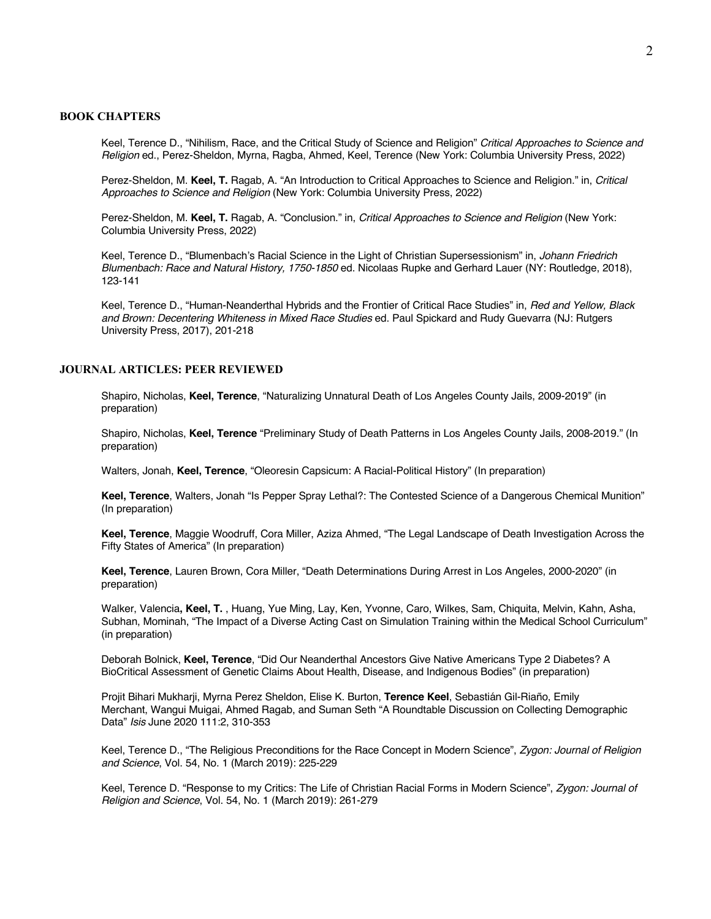## BOOK CHAPTERS

Keel, Terence D., "Nihilism, Race, and the Critical Study of Science and Religion" *Critical Approaches to Science and Religion* ed., Perez-Sheldon, Myrna, Ragba, Ahmed, Keel, Terence (New York: Columbia University Press, 2022)

Perez-Sheldon, M. **Keel, T.** Ragab, A. "An Introduction to Critical Approaches to Science and Religion." in, *Critical Approaches to Science and Religion* (New York: Columbia University Press, 2022)

Perez-Sheldon, M. **Keel, T.** Ragab, A. "Conclusion." in, *Critical Approaches to Science and Religion* (New York: Columbia University Press, 2022)

Keel, Terence D., "Blumenbach's Racial Science in the Light of Christian Supersessionism" in, *Johann Friedrich Blumenbach: Race and Natural History, 1750-1850* ed. Nicolaas Rupke and Gerhard Lauer (NY: Routledge, 2018), 123-141

Keel, Terence D., "Human-Neanderthal Hybrids and the Frontier of Critical Race Studies" in, *Red and Yellow, Black and Brown: Decentering Whiteness in Mixed Race Studies* ed. Paul Spickard and Rudy Guevarra (NJ: Rutgers University Press, 2017), 201-218

## JOURNAL ARTICLES: PEER REVIEWED

Shapiro, Nicholas, **Keel, Terence**, "Naturalizing Unnatural Death of Los Angeles County Jails, 2009-2019" (in preparation)

Shapiro, Nicholas, **Keel, Terence** "Preliminary Study of Death Patterns in Los Angeles County Jails, 2008-2019." (In preparation)

Walters, Jonah, **Keel, Terence**, "Oleoresin Capsicum: A Racial-Political History" (In preparation)

**Keel, Terence**, Walters, Jonah "Is Pepper Spray Lethal?: The Contested Science of a Dangerous Chemical Munition" (In preparation)

**Keel, Terence**, Maggie Woodruff, Cora Miller, Aziza Ahmed, "The Legal Landscape of Death Investigation Across the Fifty States of America" (In preparation)

**Keel, Terence**, Lauren Brown, Cora Miller, "Death Determinations During Arrest in Los Angeles, 2000-2020" (in preparation)

Walker, Valencia**, Keel, T.** , Huang, Yue Ming, Lay, Ken, Yvonne, Caro, Wilkes, Sam, Chiquita, Melvin, Kahn, Asha, Subhan, Mominah, "The Impact of a Diverse Acting Cast on Simulation Training within the Medical School Curriculum" (in preparation)

Deborah Bolnick, **Keel, Terence**, "Did Our Neanderthal Ancestors Give Native Americans Type 2 Diabetes? A BioCritical Assessment of Genetic Claims About Health, Disease, and Indigenous Bodies" (in preparation)

Projit Bihari Mukharji, Myrna Perez Sheldon, Elise K. Burton, **Terence Keel**, Sebastián Gil-Riaño, Emily Merchant, Wangui Muigai, Ahmed Ragab, and Suman Seth "A Roundtable Discussion on Collecting Demographic Data" *Isis* June 2020 111:2, 310-353

Keel, Terence D., "The Religious Preconditions for the Race Concept in Modern Science", *Zygon: Journal of Religion and Science*, Vol. 54, No. 1 (March 2019): 225-229

Keel, Terence D. "Response to my Critics: The Life of Christian Racial Forms in Modern Science", *Zygon: Journal of Religion and Science*, Vol. 54, No. 1 (March 2019): 261-279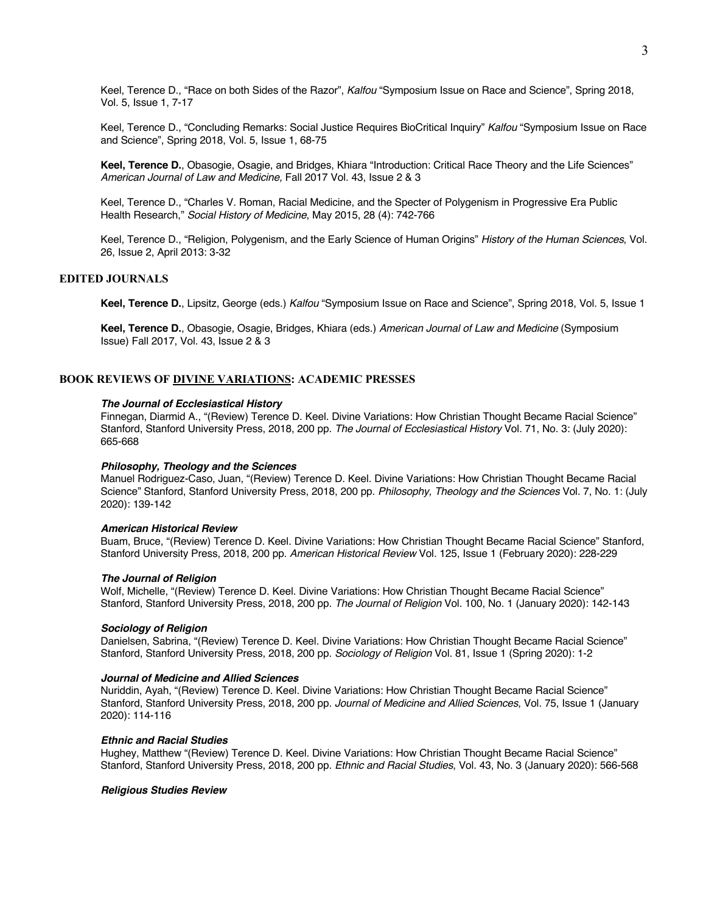Keel, Terence D., "Race on both Sides of the Razor", *Kalfou* "Symposium Issue on Race and Science", Spring 2018, Vol. 5, Issue 1, 7-17

Keel, Terence D., "Concluding Remarks: Social Justice Requires BioCritical Inquiry" *Kalfou* "Symposium Issue on Race and Science", Spring 2018, Vol. 5, Issue 1, 68-75

**Keel, Terence D.**, Obasogie, Osagie, and Bridges, Khiara "Introduction: Critical Race Theory and the Life Sciences" *American Journal of Law and Medicine,* Fall 2017 Vol. 43, Issue 2 & 3

Keel, Terence D., "Charles V. Roman, Racial Medicine, and the Specter of Polygenism in Progressive Era Public Health Research," *Social History of Medicine*, May 2015, 28 (4): 742-766

Keel, Terence D., "Religion, Polygenism, and the Early Science of Human Origins" *History of the Human Sciences*, Vol. 26, Issue 2, April 2013: 3-32

## EDITED JOURNALS

**Keel, Terence D.**, Lipsitz, George (eds.) *Kalfou* "Symposium Issue on Race and Science", Spring 2018, Vol. 5, Issue 1

**Keel, Terence D.**, Obasogie, Osagie, Bridges, Khiara (eds.) *American Journal of Law and Medicine* (Symposium Issue) Fall 2017, Vol. 43, Issue 2 & 3

## BOOK REVIEWS OF DIVINE VARIATIONS: ACADEMIC PRESSES

***The Journal of Ecclesiastical History***
Finnegan, Diarmid A., "(Review) Terence D. Keel. Divine Variations: How Christian Thought Became Racial Science" Stanford, Stanford University Press, 2018, 200 pp. *The Journal of Ecclesiastical History* Vol. 71, No. 3: (July 2020): 665-668

***Philosophy, Theology and the Sciences***
Manuel Rodriguez-Caso, Juan, "(Review) Terence D. Keel. Divine Variations: How Christian Thought Became Racial Science" Stanford, Stanford University Press, 2018, 200 pp. *Philosophy, Theology and the Sciences* Vol. 7, No. 1: (July 2020): 139-142

***American Historical Review***
Buam, Bruce, "(Review) Terence D. Keel. Divine Variations: How Christian Thought Became Racial Science" Stanford, Stanford University Press, 2018, 200 pp. *American Historical Review* Vol. 125, Issue 1 (February 2020): 228-229

***The Journal of Religion***
Wolf, Michelle, "(Review) Terence D. Keel. Divine Variations: How Christian Thought Became Racial Science" Stanford, Stanford University Press, 2018, 200 pp. *The Journal of Religion* Vol. 100, No. 1 (January 2020): 142-143

***Sociology of Religion***
Danielsen, Sabrina, "(Review) Terence D. Keel. Divine Variations: How Christian Thought Became Racial Science" Stanford, Stanford University Press, 2018, 200 pp. *Sociology of Religion* Vol. 81, Issue 1 (Spring 2020): 1-2

***Journal of Medicine and Allied Sciences***
Nuriddin, Ayah, "(Review) Terence D. Keel. Divine Variations: How Christian Thought Became Racial Science" Stanford, Stanford University Press, 2018, 200 pp. *Journal of Medicine and Allied Sciences*, Vol. 75, Issue 1 (January 2020): 114-116

***Ethnic and Racial Studies***
Hughey, Matthew "(Review) Terence D. Keel. Divine Variations: How Christian Thought Became Racial Science" Stanford, Stanford University Press, 2018, 200 pp. *Ethnic and Racial Studies*, Vol. 43, No. 3 (January 2020): 566-568

***Religious Studies Review***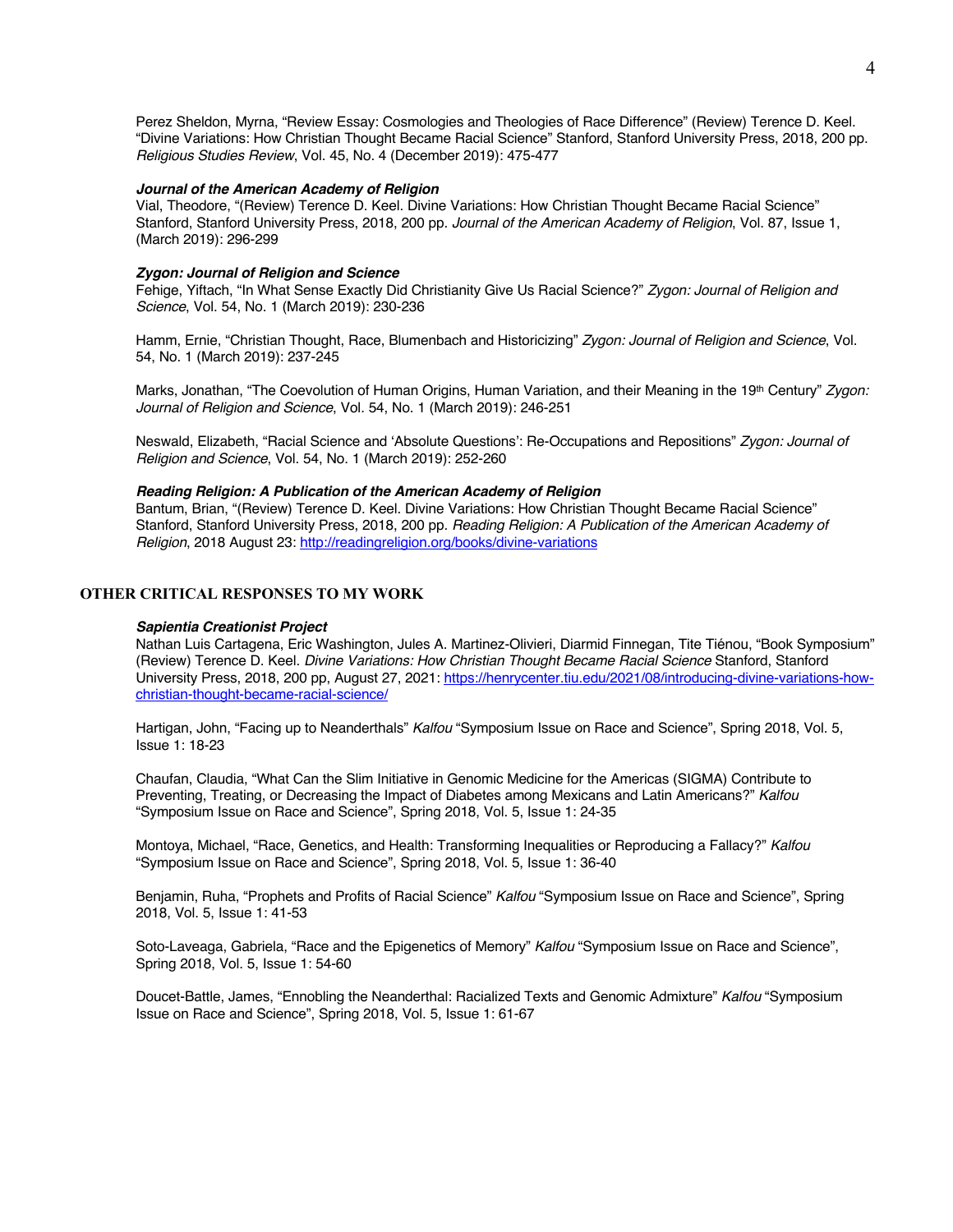Perez Sheldon, Myrna, "Review Essay: Cosmologies and Theologies of Race Difference" (Review) Terence D. Keel. "Divine Variations: How Christian Thought Became Racial Science" Stanford, Stanford University Press, 2018, 200 pp. *Religious Studies Review*, Vol. 45, No. 4 (December 2019): 475-477

***Journal of the American Academy of Religion***
Vial, Theodore, "(Review) Terence D. Keel. Divine Variations: How Christian Thought Became Racial Science" Stanford, Stanford University Press, 2018, 200 pp. *Journal of the American Academy of Religion*, Vol. 87, Issue 1, (March 2019): 296-299

***Zygon: Journal of Religion and Science***
Fehige, Yiftach, "In What Sense Exactly Did Christianity Give Us Racial Science?" *Zygon: Journal of Religion and Science*, Vol. 54, No. 1 (March 2019): 230-236

Hamm, Ernie, "Christian Thought, Race, Blumenbach and Historicizing" *Zygon: Journal of Religion and Science*, Vol. 54, No. 1 (March 2019): 237-245

Marks, Jonathan, "The Coevolution of Human Origins, Human Variation, and their Meaning in the 19th Century" *Zygon: Journal of Religion and Science*, Vol. 54, No. 1 (March 2019): 246-251

Neswald, Elizabeth, "Racial Science and 'Absolute Questions': Re-Occupations and Repositions" *Zygon: Journal of Religion and Science*, Vol. 54, No. 1 (March 2019): 252-260

***Reading Religion: A Publication of the American Academy of Religion***
Bantum, Brian, "(Review) Terence D. Keel. Divine Variations: How Christian Thought Became Racial Science" Stanford, Stanford University Press, 2018, 200 pp. *Reading Religion: A Publication of the American Academy of Religion*, 2018 August 23: http://readingreligion.org/books/divine-variations

## OTHER CRITICAL RESPONSES TO MY WORK

***Sapientia Creationist Project***
Nathan Luis Cartagena, Eric Washington, Jules A. Martinez-Olivieri, Diarmid Finnegan, Tite Tiénou, "Book Symposium" (Review) Terence D. Keel. *Divine Variations: How Christian Thought Became Racial Science* Stanford, Stanford University Press, 2018, 200 pp, August 27, 2021: https://henrycenter.tiu.edu/2021/08/introducing-divine-variations-how-christian-thought-became-racial-science/

Hartigan, John, "Facing up to Neanderthals" *Kalfou* "Symposium Issue on Race and Science", Spring 2018, Vol. 5, Issue 1: 18-23

Chaufan, Claudia, "What Can the Slim Initiative in Genomic Medicine for the Americas (SIGMA) Contribute to Preventing, Treating, or Decreasing the Impact of Diabetes among Mexicans and Latin Americans?" *Kalfou* "Symposium Issue on Race and Science", Spring 2018, Vol. 5, Issue 1: 24-35

Montoya, Michael, "Race, Genetics, and Health: Transforming Inequalities or Reproducing a Fallacy?" *Kalfou* "Symposium Issue on Race and Science", Spring 2018, Vol. 5, Issue 1: 36-40

Benjamin, Ruha, "Prophets and Profits of Racial Science" *Kalfou* "Symposium Issue on Race and Science", Spring 2018, Vol. 5, Issue 1: 41-53

Soto-Laveaga, Gabriela, "Race and the Epigenetics of Memory" *Kalfou* "Symposium Issue on Race and Science", Spring 2018, Vol. 5, Issue 1: 54-60

Doucet-Battle, James, "Ennobling the Neanderthal: Racialized Texts and Genomic Admixture" *Kalfou* "Symposium Issue on Race and Science", Spring 2018, Vol. 5, Issue 1: 61-67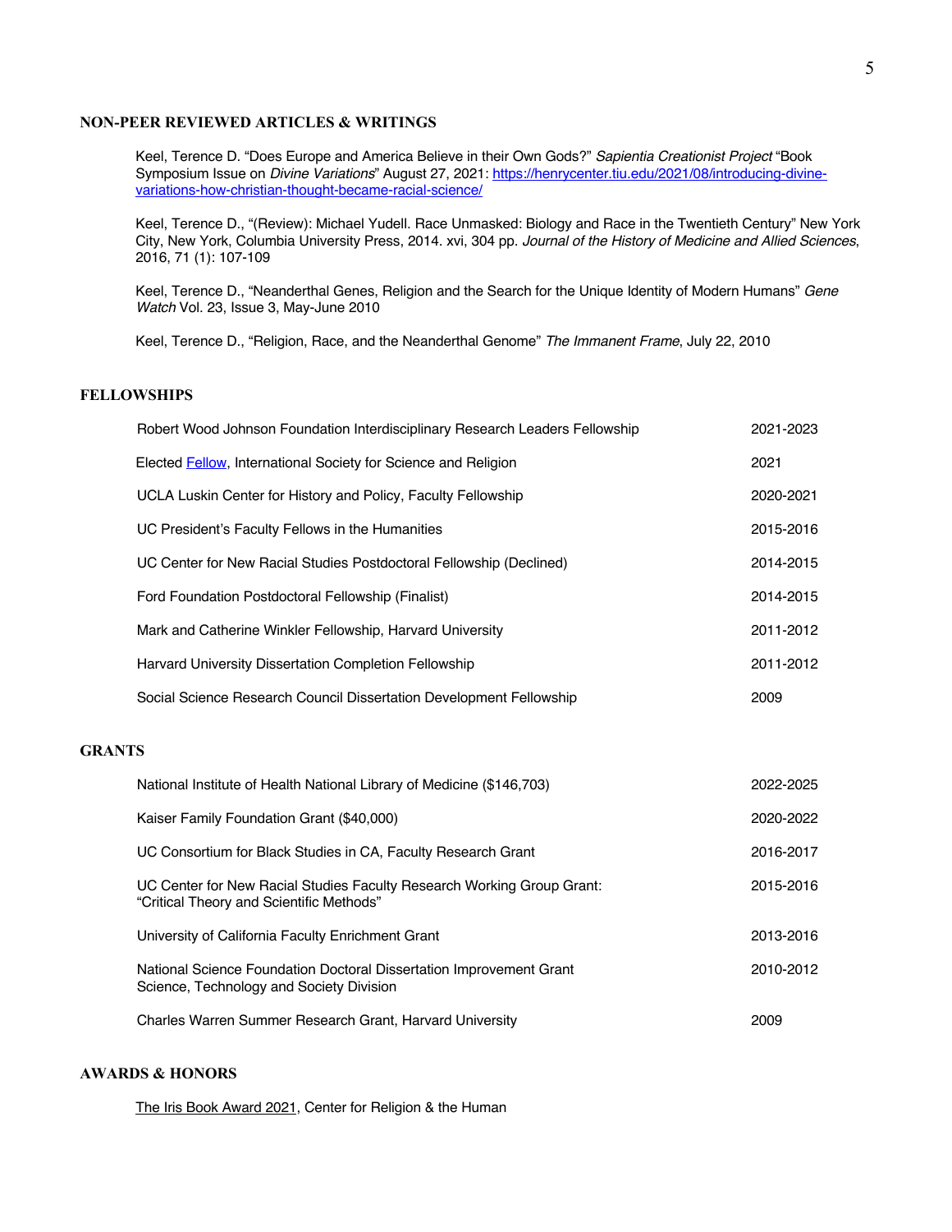## NON-PEER REVIEWED ARTICLES & WRITINGS

Keel, Terence D. "Does Europe and America Believe in their Own Gods?" *Sapientia Creationist Project* "Book Symposium Issue on *Divine Variations*" August 27, 2021: [https://henrycenter.tiu.edu/2021/08/introducing-divine-variations-how-christian-thought-became-racial-science/](https://henrycenter.tiu.edu/2021/08/introducing-divine-variations-how-christian-thought-became-racial-science/)

Keel, Terence D., "(Review): Michael Yudell. Race Unmasked: Biology and Race in the Twentieth Century" New York City, New York, Columbia University Press, 2014. xvi, 304 pp. *Journal of the History of Medicine and Allied Sciences*, 2016, 71 (1): 107-109

Keel, Terence D., "Neanderthal Genes, Religion and the Search for the Unique Identity of Modern Humans" *Gene Watch* Vol. 23, Issue 3, May-June 2010

Keel, Terence D., "Religion, Race, and the Neanderthal Genome" *The Immanent Frame*, July 22, 2010

## FELLOWSHIPS

| | |
|---|---|
| Robert Wood Johnson Foundation Interdisciplinary Research Leaders Fellowship | 2021-2023 |
| Elected Fellow, International Society for Science and Religion | 2021 |
| UCLA Luskin Center for History and Policy, Faculty Fellowship | 2020-2021 |
| UC President's Faculty Fellows in the Humanities | 2015-2016 |
| UC Center for New Racial Studies Postdoctoral Fellowship (Declined) | 2014-2015 |
| Ford Foundation Postdoctoral Fellowship (Finalist) | 2014-2015 |
| Mark and Catherine Winkler Fellowship, Harvard University | 2011-2012 |
| Harvard University Dissertation Completion Fellowship | 2011-2012 |
| Social Science Research Council Dissertation Development Fellowship | 2009 |

## GRANTS

| | |
|---|---|
| National Institute of Health National Library of Medicine ($146,703) | 2022-2025 |
| Kaiser Family Foundation Grant ($40,000) | 2020-2022 |
| UC Consortium for Black Studies in CA, Faculty Research Grant | 2016-2017 |
| UC Center for New Racial Studies Faculty Research Working Group Grant: "Critical Theory and Scientific Methods" | 2015-2016 |
| University of California Faculty Enrichment Grant | 2013-2016 |
| National Science Foundation Doctoral Dissertation Improvement Grant Science, Technology and Society Division | 2010-2012 |
| Charles Warren Summer Research Grant, Harvard University | 2009 |

## AWARDS & HONORS

The Iris Book Award 2021, Center for Religion & the Human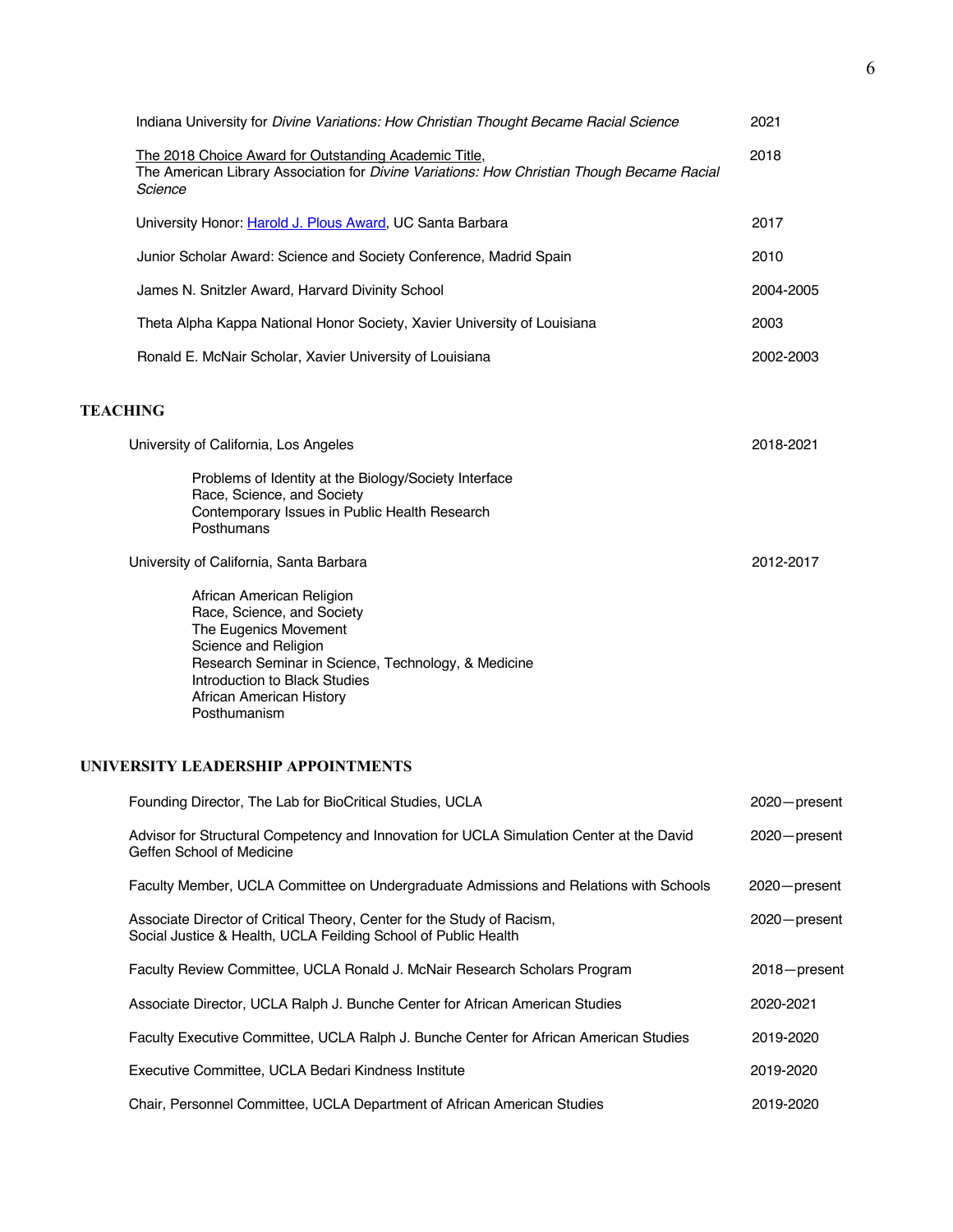Indiana University for *Divine Variations: How Christian Thought Became Racial Science* — 2021

The 2018 Choice Award for Outstanding Academic Title, The American Library Association for *Divine Variations: How Christian Though Became Racial Science* — 2018

University Honor: Harold J. Plous Award, UC Santa Barbara — 2017

Junior Scholar Award: Science and Society Conference, Madrid Spain — 2010

James N. Snitzler Award, Harvard Divinity School — 2004-2005

Theta Alpha Kappa National Honor Society, Xavier University of Louisiana — 2003

Ronald E. McNair Scholar, Xavier University of Louisiana — 2002-2003

## TEACHING

University of California, Los Angeles — 2018-2021

- Problems of Identity at the Biology/Society Interface
- Race, Science, and Society
- Contemporary Issues in Public Health Research
- Posthumans

University of California, Santa Barbara — 2012-2017

- African American Religion
- Race, Science, and Society
- The Eugenics Movement
- Science and Religion
- Research Seminar in Science, Technology, & Medicine
- Introduction to Black Studies
- African American History
- Posthumanism

## UNIVERSITY LEADERSHIP APPOINTMENTS

Founding Director, The Lab for BioCritical Studies, UCLA — 2020—present

Advisor for Structural Competency and Innovation for UCLA Simulation Center at the David Geffen School of Medicine — 2020—present

Faculty Member, UCLA Committee on Undergraduate Admissions and Relations with Schools — 2020—present

Associate Director of Critical Theory, Center for the Study of Racism, Social Justice & Health, UCLA Feilding School of Public Health — 2020—present

Faculty Review Committee, UCLA Ronald J. McNair Research Scholars Program — 2018—present

Associate Director, UCLA Ralph J. Bunche Center for African American Studies — 2020-2021

Faculty Executive Committee, UCLA Ralph J. Bunche Center for African American Studies — 2019-2020

Executive Committee, UCLA Bedari Kindness Institute — 2019-2020

Chair, Personnel Committee, UCLA Department of African American Studies — 2019-2020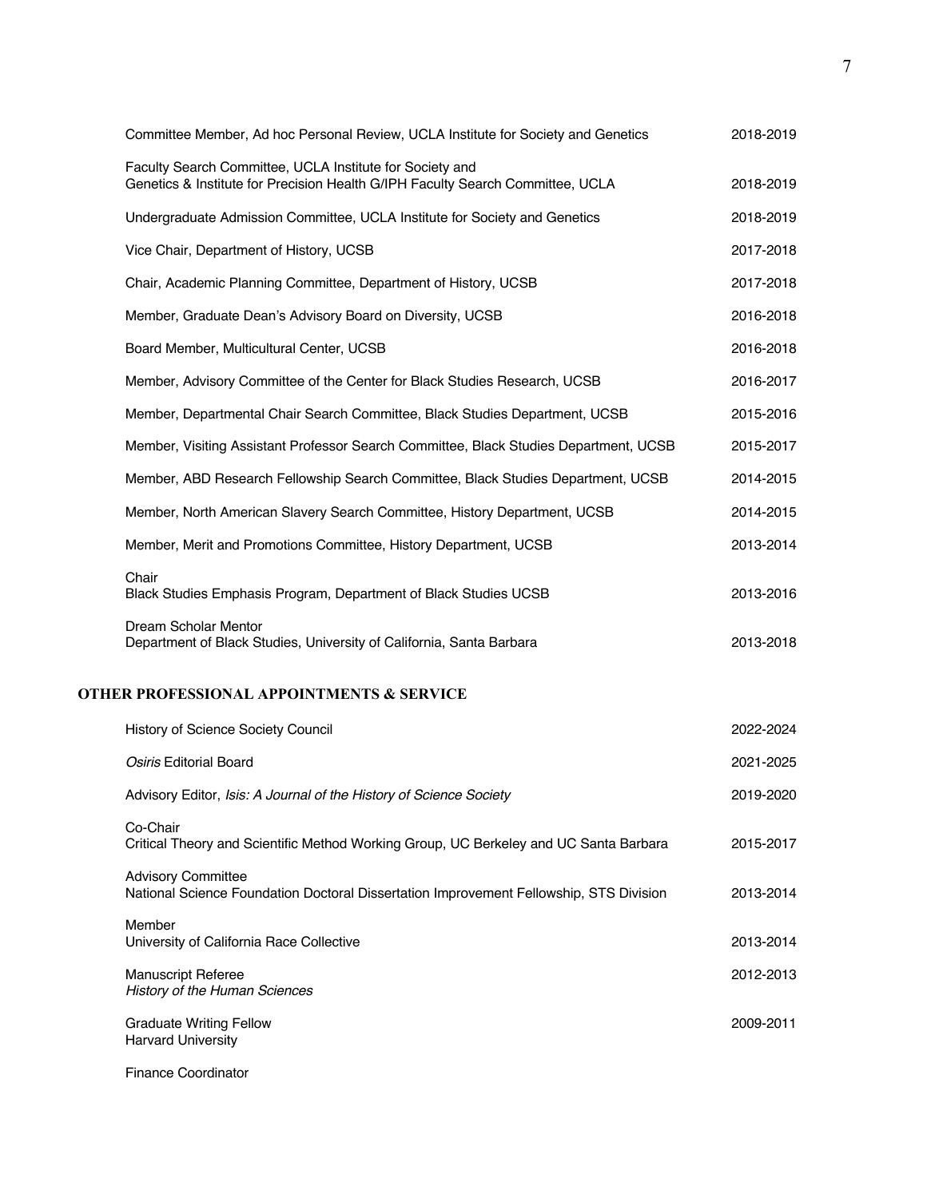Committee Member, Ad hoc Personal Review, UCLA Institute for Society and Genetics 2018-2019

Faculty Search Committee, UCLA Institute for Society and Genetics & Institute for Precision Health G/IPH Faculty Search Committee, UCLA 2018-2019

Undergraduate Admission Committee, UCLA Institute for Society and Genetics 2018-2019

Vice Chair, Department of History, UCSB 2017-2018

Chair, Academic Planning Committee, Department of History, UCSB 2017-2018

Member, Graduate Dean's Advisory Board on Diversity, UCSB 2016-2018

Board Member, Multicultural Center, UCSB 2016-2018

Member, Advisory Committee of the Center for Black Studies Research, UCSB 2016-2017

Member, Departmental Chair Search Committee, Black Studies Department, UCSB 2015-2016

Member, Visiting Assistant Professor Search Committee, Black Studies Department, UCSB 2015-2017

Member, ABD Research Fellowship Search Committee, Black Studies Department, UCSB 2014-2015

Member, North American Slavery Search Committee, History Department, UCSB 2014-2015

Member, Merit and Promotions Committee, History Department, UCSB 2013-2014

Chair
Black Studies Emphasis Program, Department of Black Studies UCSB 2013-2016

Dream Scholar Mentor
Department of Black Studies, University of California, Santa Barbara 2013-2018

## OTHER PROFESSIONAL APPOINTMENTS & SERVICE

History of Science Society Council 2022-2024

*Osiris* Editorial Board 2021-2025

Advisory Editor, *Isis: A Journal of the History of Science Society* 2019-2020

Co-Chair
Critical Theory and Scientific Method Working Group, UC Berkeley and UC Santa Barbara 2015-2017

Advisory Committee
National Science Foundation Doctoral Dissertation Improvement Fellowship, STS Division 2013-2014

Member
University of California Race Collective 2013-2014

Manuscript Referee 2012-2013
*History of the Human Sciences*

Graduate Writing Fellow 2009-2011
Harvard University

Finance Coordinator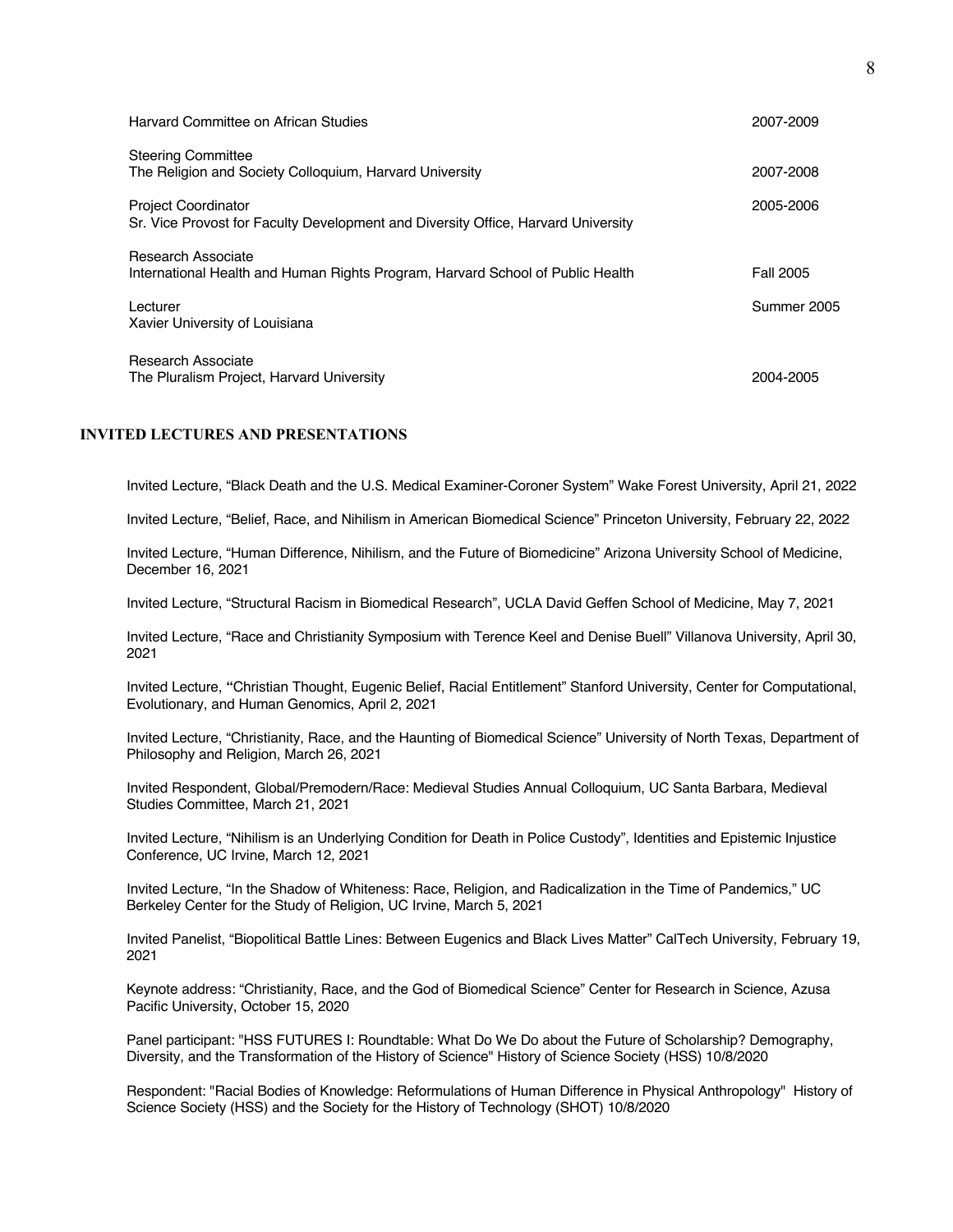Harvard Committee on African Studies 2007-2009

Steering Committee
The Religion and Society Colloquium, Harvard University 2007-2008

Project Coordinator 2005-2006
Sr. Vice Provost for Faculty Development and Diversity Office, Harvard University

Research Associate
International Health and Human Rights Program, Harvard School of Public Health Fall 2005

Lecturer Summer 2005
Xavier University of Louisiana

Research Associate
The Pluralism Project, Harvard University 2004-2005

## INVITED LECTURES AND PRESENTATIONS

Invited Lecture, "Black Death and the U.S. Medical Examiner-Coroner System" Wake Forest University, April 21, 2022

Invited Lecture, "Belief, Race, and Nihilism in American Biomedical Science" Princeton University, February 22, 2022

Invited Lecture, "Human Difference, Nihilism, and the Future of Biomedicine" Arizona University School of Medicine, December 16, 2021

Invited Lecture, "Structural Racism in Biomedical Research", UCLA David Geffen School of Medicine, May 7, 2021

Invited Lecture, "Race and Christianity Symposium with Terence Keel and Denise Buell" Villanova University, April 30, 2021

Invited Lecture, **"**Christian Thought, Eugenic Belief, Racial Entitlement" Stanford University, Center for Computational, Evolutionary, and Human Genomics, April 2, 2021

Invited Lecture, "Christianity, Race, and the Haunting of Biomedical Science" University of North Texas, Department of Philosophy and Religion, March 26, 2021

Invited Respondent, Global/Premodern/Race: Medieval Studies Annual Colloquium, UC Santa Barbara, Medieval Studies Committee, March 21, 2021

Invited Lecture, "Nihilism is an Underlying Condition for Death in Police Custody", Identities and Epistemic Injustice Conference, UC Irvine, March 12, 2021

Invited Lecture, "In the Shadow of Whiteness: Race, Religion, and Radicalization in the Time of Pandemics," UC Berkeley Center for the Study of Religion, UC Irvine, March 5, 2021

Invited Panelist, "Biopolitical Battle Lines: Between Eugenics and Black Lives Matter" CalTech University, February 19, 2021

Keynote address: "Christianity, Race, and the God of Biomedical Science" Center for Research in Science, Azusa Pacific University, October 15, 2020

Panel participant: "HSS FUTURES I: Roundtable: What Do We Do about the Future of Scholarship? Demography, Diversity, and the Transformation of the History of Science" History of Science Society (HSS) 10/8/2020

Respondent: "Racial Bodies of Knowledge: Reformulations of Human Difference in Physical Anthropology" History of Science Society (HSS) and the Society for the History of Technology (SHOT) 10/8/2020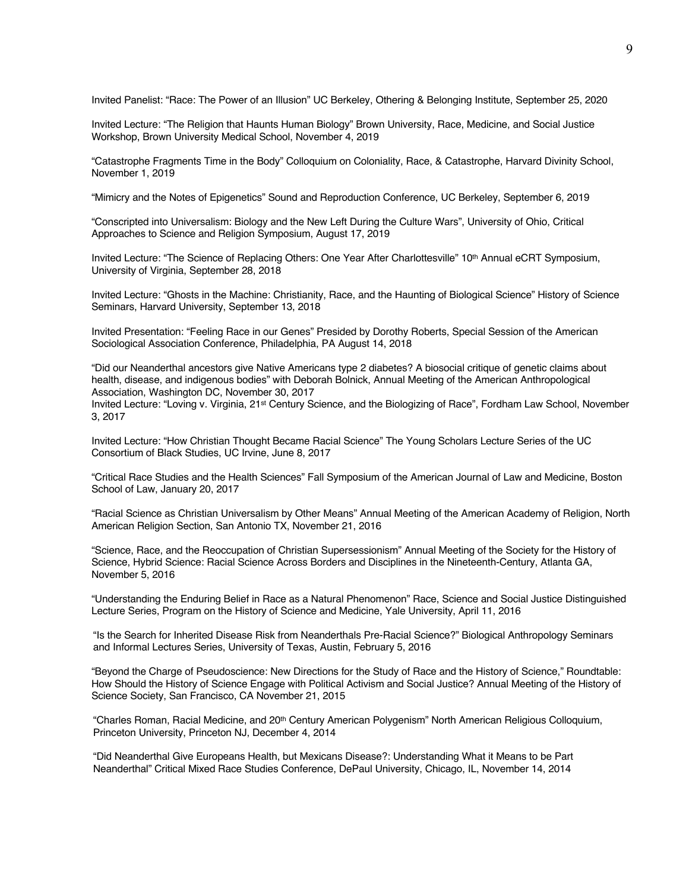Invited Panelist: "Race: The Power of an Illusion" UC Berkeley, Othering & Belonging Institute, September 25, 2020

Invited Lecture: "The Religion that Haunts Human Biology" Brown University, Race, Medicine, and Social Justice Workshop, Brown University Medical School, November 4, 2019

"Catastrophe Fragments Time in the Body" Colloquium on Coloniality, Race, & Catastrophe, Harvard Divinity School, November 1, 2019

"Mimicry and the Notes of Epigenetics" Sound and Reproduction Conference, UC Berkeley, September 6, 2019

"Conscripted into Universalism: Biology and the New Left During the Culture Wars", University of Ohio, Critical Approaches to Science and Religion Symposium, August 17, 2019

Invited Lecture: "The Science of Replacing Others: One Year After Charlottesville" 10th Annual eCRT Symposium, University of Virginia, September 28, 2018

Invited Lecture: "Ghosts in the Machine: Christianity, Race, and the Haunting of Biological Science" History of Science Seminars, Harvard University, September 13, 2018

Invited Presentation: "Feeling Race in our Genes" Presided by Dorothy Roberts, Special Session of the American Sociological Association Conference, Philadelphia, PA August 14, 2018

"Did our Neanderthal ancestors give Native Americans type 2 diabetes? A biosocial critique of genetic claims about health, disease, and indigenous bodies" with Deborah Bolnick, Annual Meeting of the American Anthropological Association, Washington DC, November 30, 2017

Invited Lecture: "Loving v. Virginia, 21st Century Science, and the Biologizing of Race", Fordham Law School, November 3, 2017

Invited Lecture: "How Christian Thought Became Racial Science" The Young Scholars Lecture Series of the UC Consortium of Black Studies, UC Irvine, June 8, 2017

"Critical Race Studies and the Health Sciences" Fall Symposium of the American Journal of Law and Medicine, Boston School of Law, January 20, 2017

"Racial Science as Christian Universalism by Other Means" Annual Meeting of the American Academy of Religion, North American Religion Section, San Antonio TX, November 21, 2016

"Science, Race, and the Reoccupation of Christian Supersessionism" Annual Meeting of the Society for the History of Science, Hybrid Science: Racial Science Across Borders and Disciplines in the Nineteenth-Century, Atlanta GA, November 5, 2016

"Understanding the Enduring Belief in Race as a Natural Phenomenon" Race, Science and Social Justice Distinguished Lecture Series, Program on the History of Science and Medicine, Yale University, April 11, 2016

"Is the Search for Inherited Disease Risk from Neanderthals Pre-Racial Science?" Biological Anthropology Seminars and Informal Lectures Series, University of Texas, Austin, February 5, 2016

"Beyond the Charge of Pseudoscience: New Directions for the Study of Race and the History of Science," Roundtable: How Should the History of Science Engage with Political Activism and Social Justice? Annual Meeting of the History of Science Society, San Francisco, CA November 21, 2015

"Charles Roman, Racial Medicine, and 20th Century American Polygenism" North American Religious Colloquium, Princeton University, Princeton NJ, December 4, 2014

"Did Neanderthal Give Europeans Health, but Mexicans Disease?: Understanding What it Means to be Part Neanderthal" Critical Mixed Race Studies Conference, DePaul University, Chicago, IL, November 14, 2014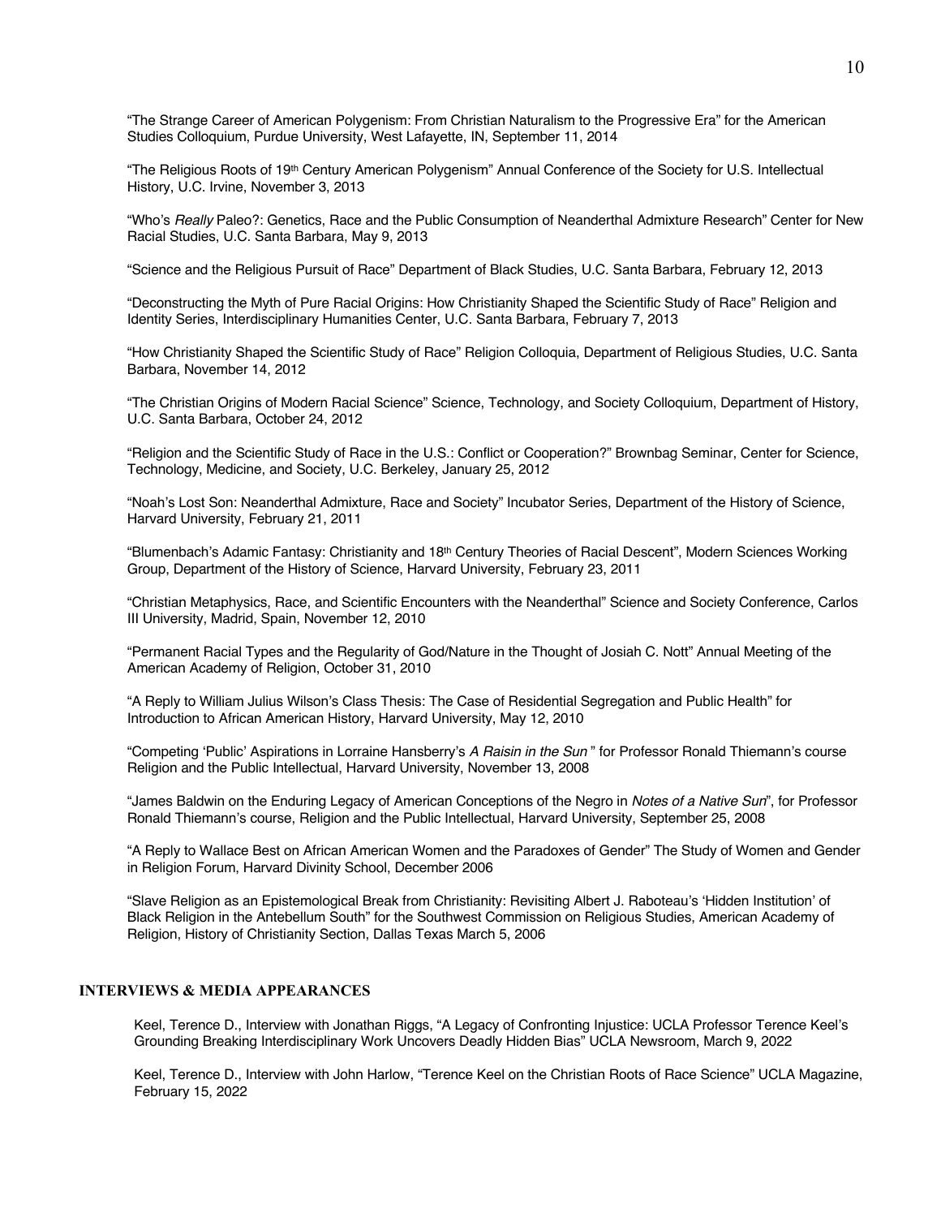"The Strange Career of American Polygenism: From Christian Naturalism to the Progressive Era" for the American Studies Colloquium, Purdue University, West Lafayette, IN, September 11, 2014

"The Religious Roots of 19th Century American Polygenism" Annual Conference of the Society for U.S. Intellectual History, U.C. Irvine, November 3, 2013

"Who's *Really* Paleo?: Genetics, Race and the Public Consumption of Neanderthal Admixture Research" Center for New Racial Studies, U.C. Santa Barbara, May 9, 2013

"Science and the Religious Pursuit of Race" Department of Black Studies, U.C. Santa Barbara, February 12, 2013

"Deconstructing the Myth of Pure Racial Origins: How Christianity Shaped the Scientific Study of Race" Religion and Identity Series, Interdisciplinary Humanities Center, U.C. Santa Barbara, February 7, 2013

"How Christianity Shaped the Scientific Study of Race" Religion Colloquia, Department of Religious Studies, U.C. Santa Barbara, November 14, 2012

"The Christian Origins of Modern Racial Science" Science, Technology, and Society Colloquium, Department of History, U.C. Santa Barbara, October 24, 2012

"Religion and the Scientific Study of Race in the U.S.: Conflict or Cooperation?" Brownbag Seminar, Center for Science, Technology, Medicine, and Society, U.C. Berkeley, January 25, 2012

"Noah's Lost Son: Neanderthal Admixture, Race and Society" Incubator Series, Department of the History of Science, Harvard University, February 21, 2011

"Blumenbach's Adamic Fantasy: Christianity and 18th Century Theories of Racial Descent", Modern Sciences Working Group, Department of the History of Science, Harvard University, February 23, 2011

"Christian Metaphysics, Race, and Scientific Encounters with the Neanderthal" Science and Society Conference, Carlos III University, Madrid, Spain, November 12, 2010

"Permanent Racial Types and the Regularity of God/Nature in the Thought of Josiah C. Nott" Annual Meeting of the American Academy of Religion, October 31, 2010

"A Reply to William Julius Wilson's Class Thesis: The Case of Residential Segregation and Public Health" for Introduction to African American History, Harvard University, May 12, 2010

"Competing 'Public' Aspirations in Lorraine Hansberry's *A Raisin in the Sun* " for Professor Ronald Thiemann's course Religion and the Public Intellectual, Harvard University, November 13, 2008

"James Baldwin on the Enduring Legacy of American Conceptions of the Negro in *Notes of a Native Sun*", for Professor Ronald Thiemann's course, Religion and the Public Intellectual, Harvard University, September 25, 2008

"A Reply to Wallace Best on African American Women and the Paradoxes of Gender" The Study of Women and Gender in Religion Forum, Harvard Divinity School, December 2006

"Slave Religion as an Epistemological Break from Christianity: Revisiting Albert J. Raboteau's 'Hidden Institution' of Black Religion in the Antebellum South" for the Southwest Commission on Religious Studies, American Academy of Religion, History of Christianity Section, Dallas Texas March 5, 2006

## INTERVIEWS & MEDIA APPEARANCES

Keel, Terence D., Interview with Jonathan Riggs, "A Legacy of Confronting Injustice: UCLA Professor Terence Keel's Grounding Breaking Interdisciplinary Work Uncovers Deadly Hidden Bias" UCLA Newsroom, March 9, 2022

Keel, Terence D., Interview with John Harlow, "Terence Keel on the Christian Roots of Race Science" UCLA Magazine, February 15, 2022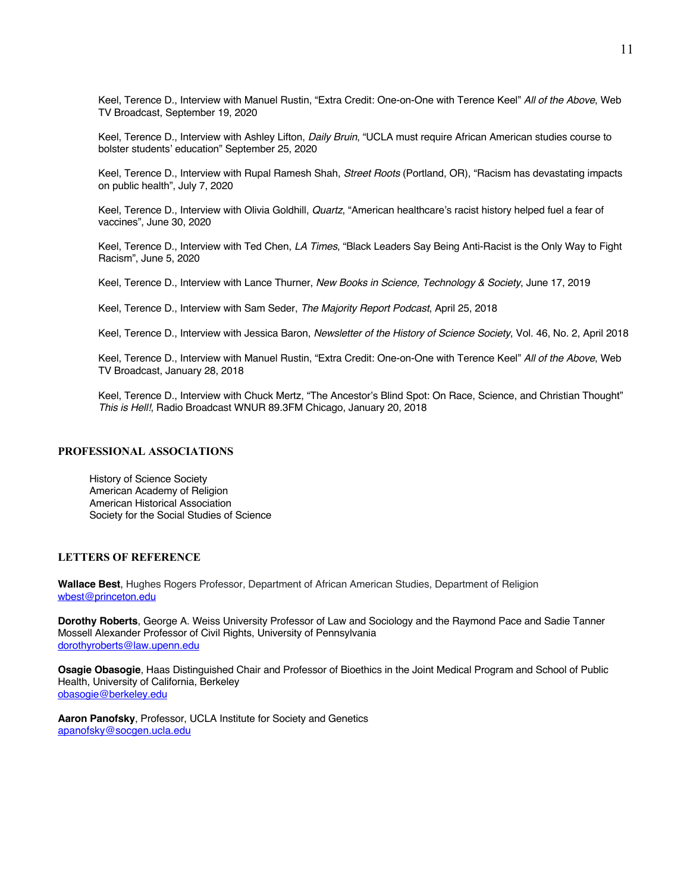Keel, Terence D., Interview with Manuel Rustin, "Extra Credit: One-on-One with Terence Keel" *All of the Above*, Web TV Broadcast, September 19, 2020

Keel, Terence D., Interview with Ashley Lifton, *Daily Bruin*, "UCLA must require African American studies course to bolster students' education" September 25, 2020

Keel, Terence D., Interview with Rupal Ramesh Shah, *Street Roots* (Portland, OR), "Racism has devastating impacts on public health", July 7, 2020

Keel, Terence D., Interview with Olivia Goldhill, *Quartz*, "American healthcare's racist history helped fuel a fear of vaccines", June 30, 2020

Keel, Terence D., Interview with Ted Chen, *LA Times*, "Black Leaders Say Being Anti-Racist is the Only Way to Fight Racism", June 5, 2020

Keel, Terence D., Interview with Lance Thurner, *New Books in Science, Technology & Society*, June 17, 2019

Keel, Terence D., Interview with Sam Seder, *The Majority Report Podcast*, April 25, 2018

Keel, Terence D., Interview with Jessica Baron, *Newsletter of the History of Science Society*, Vol. 46, No. 2, April 2018

Keel, Terence D., Interview with Manuel Rustin, "Extra Credit: One-on-One with Terence Keel" *All of the Above*, Web TV Broadcast, January 28, 2018

Keel, Terence D., Interview with Chuck Mertz, "The Ancestor's Blind Spot: On Race, Science, and Christian Thought" *This is Hell!*, Radio Broadcast WNUR 89.3FM Chicago, January 20, 2018

## PROFESSIONAL ASSOCIATIONS

History of Science Society
American Academy of Religion
American Historical Association
Society for the Social Studies of Science

## LETTERS OF REFERENCE

**Wallace Best**, Hughes Rogers Professor, Department of African American Studies, Department of Religion
wbest@princeton.edu

**Dorothy Roberts**, George A. Weiss University Professor of Law and Sociology and the Raymond Pace and Sadie Tanner Mossell Alexander Professor of Civil Rights, University of Pennsylvania
dorothyroberts@law.upenn.edu

**Osagie Obasogie**, Haas Distinguished Chair and Professor of Bioethics in the Joint Medical Program and School of Public Health, University of California, Berkeley
obasogie@berkeley.edu

**Aaron Panofsky**, Professor, UCLA Institute for Society and Genetics
apanofsky@socgen.ucla.edu